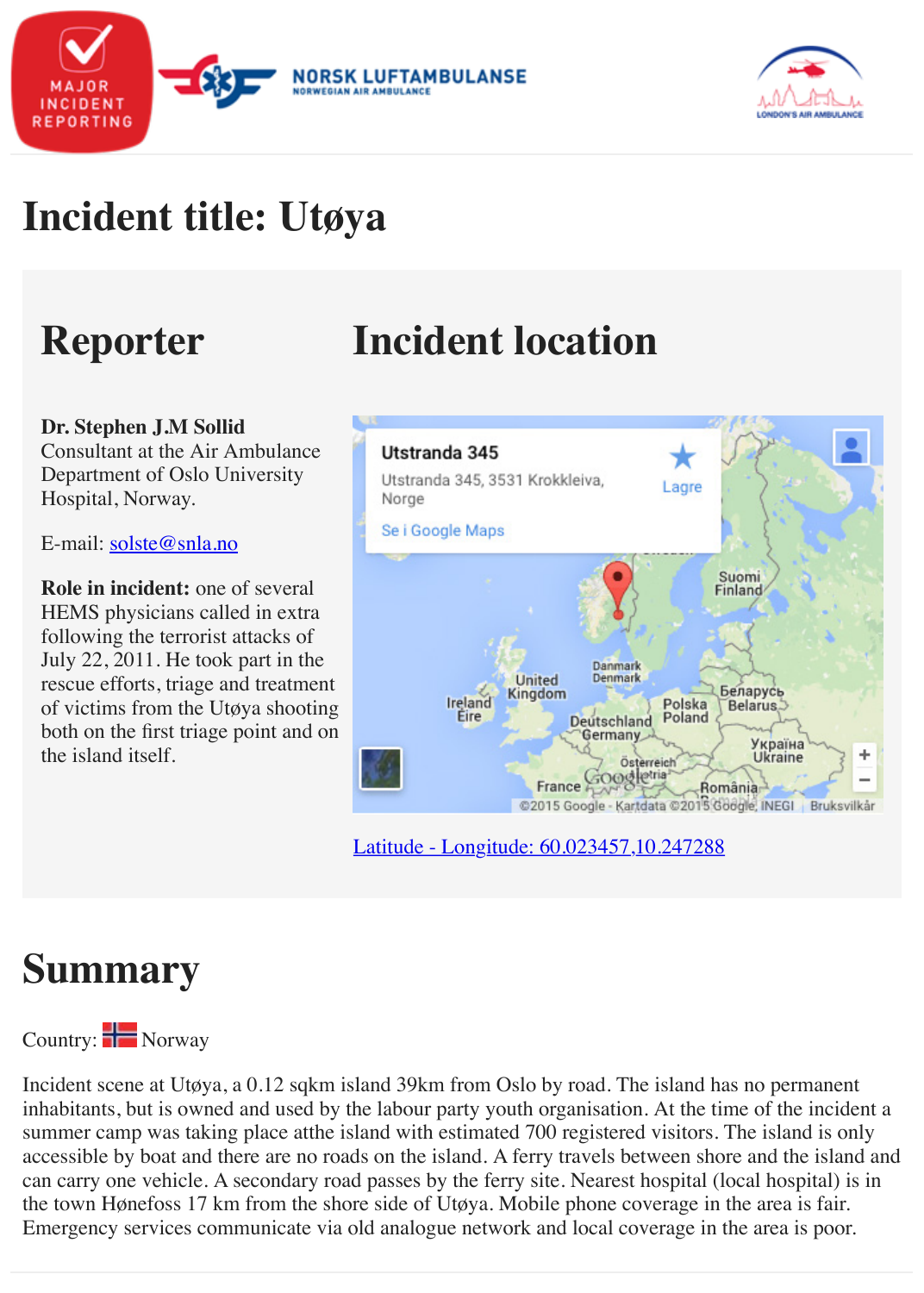# Incident title: Utøya

## Reporter

**Dr. Stephen J.M Sollid**
Consultant at the Air Ambulance Department of Oslo University Hospital, Norway.

E-mail: solste@snla.no

**Role in incident:** one of several HEMS physicians called in extra following the terrorist attacks of July 22, 2011. He took part in the rescue efforts, triage and treatment of victims from the Utøya shooting both on the first triage point and on the island itself.

## Incident location

Utstranda 345
Utstranda 345, 3531 Krokkleiva, Norge

Latitude - Longitude: 60.023457,10.247288

# Summary

Country: Norway

Incident scene at Utøya, a 0.12 sqkm island 39km from Oslo by road. The island has no permanent inhabitants, but is owned and used by the labour party youth organisation. At the time of the incident a summer camp was taking place atthe island with estimated 700 registered visitors. The island is only accessible by boat and there are no roads on the island. A ferry travels between shore and the island and can carry one vehicle. A secondary road passes by the ferry site. Nearest hospital (local hospital) is in the town Hønefoss 17 km from the shore side of Utøya. Mobile phone coverage in the area is fair. Emergency services communicate via old analogue network and local coverage in the area is poor.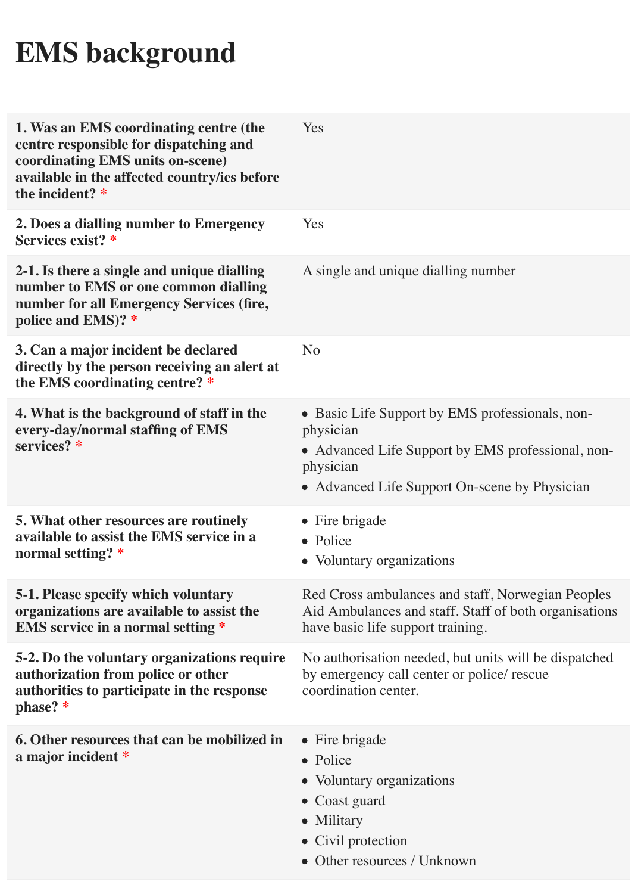# EMS background

| Question | Answer |
| --- | --- |
| **1. Was an EMS coordinating centre (the centre responsible for dispatching and coordinating EMS units on-scene) available in the affected country/ies before the incident? *** | Yes |
| **2. Does a dialling number to Emergency Services exist? *** | Yes |
| **2-1. Is there a single and unique dialling number to EMS or one common dialling number for all Emergency Services (fire, police and EMS)? *** | A single and unique dialling number |
| **3. Can a major incident be declared directly by the person receiving an alert at the EMS coordinating centre? *** | No |
| **4. What is the background of staff in the every-day/normal staffing of EMS services? *** | • Basic Life Support by EMS professionals, non-physician<br>• Advanced Life Support by EMS professional, non-physician<br>• Advanced Life Support On-scene by Physician |
| **5. What other resources are routinely available to assist the EMS service in a normal setting? *** | • Fire brigade<br>• Police<br>• Voluntary organizations |
| **5-1. Please specify which voluntary organizations are available to assist the EMS service in a normal setting *** | Red Cross ambulances and staff, Norwegian Peoples Aid Ambulances and staff. Staff of both organisations have basic life support training. |
| **5-2. Do the voluntary organizations require authorization from police or other authorities to participate in the response phase? *** | No authorisation needed, but units will be dispatched by emergency call center or police/ rescue coordination center. |
| **6. Other resources that can be mobilized in a major incident *** | • Fire brigade<br>• Police<br>• Voluntary organizations<br>• Coast guard<br>• Military<br>• Civil protection<br>• Other resources / Unknown |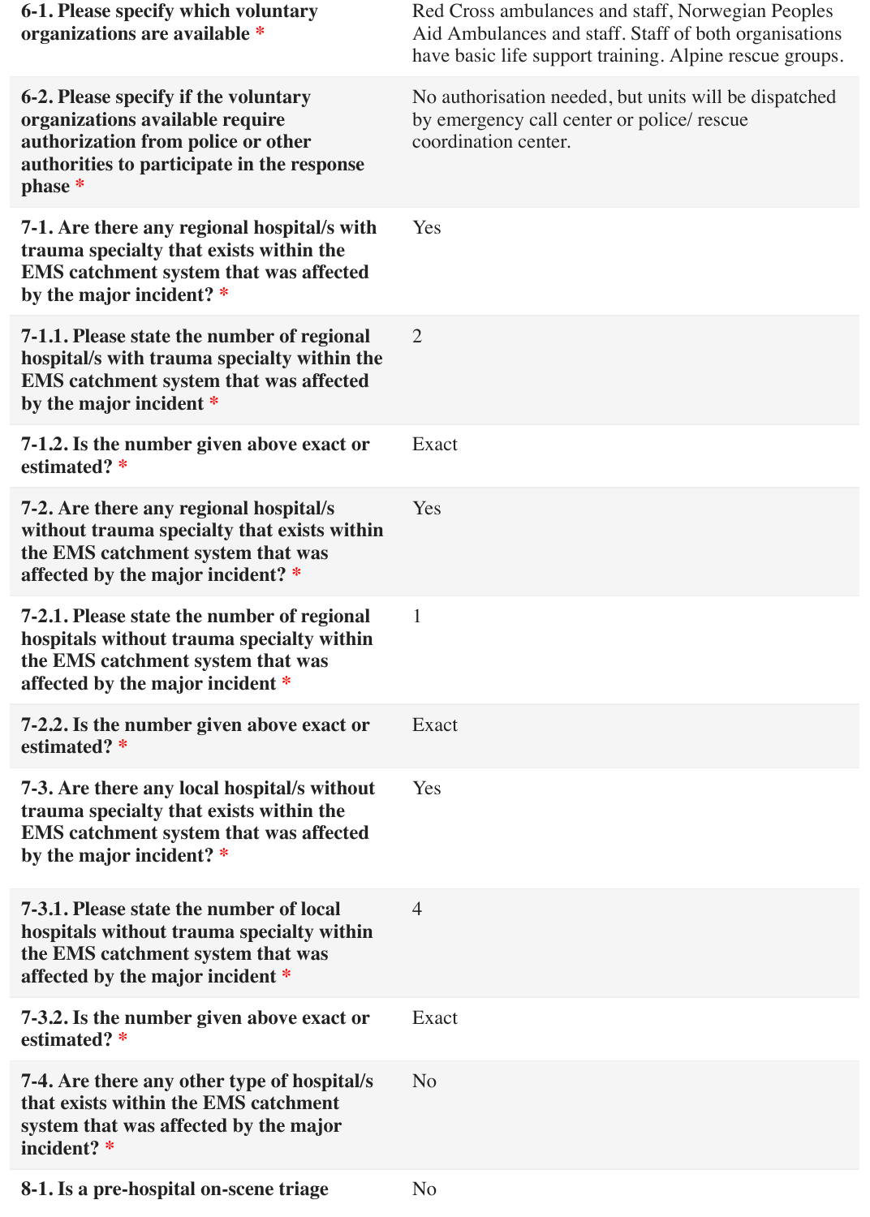| Question | Answer |
| --- | --- |
| **6-1. Please specify which voluntary organizations are available *** | Red Cross ambulances and staff, Norwegian Peoples Aid Ambulances and staff. Staff of both organisations have basic life support training. Alpine rescue groups. |
| **6-2. Please specify if the voluntary organizations available require authorization from police or other authorities to participate in the response phase *** | No authorisation needed, but units will be dispatched by emergency call center or police/ rescue coordination center. |
| **7-1. Are there any regional hospital/s with trauma specialty that exists within the EMS catchment system that was affected by the major incident? *** | Yes |
| **7-1.1. Please state the number of regional hospital/s with trauma specialty within the EMS catchment system that was affected by the major incident *** | 2 |
| **7-1.2. Is the number given above exact or estimated? *** | Exact |
| **7-2. Are there any regional hospital/s without trauma specialty that exists within the EMS catchment system that was affected by the major incident? *** | Yes |
| **7-2.1. Please state the number of regional hospitals without trauma specialty within the EMS catchment system that was affected by the major incident *** | 1 |
| **7-2.2. Is the number given above exact or estimated? *** | Exact |
| **7-3. Are there any local hospital/s without trauma specialty that exists within the EMS catchment system that was affected by the major incident? *** | Yes |
| **7-3.1. Please state the number of local hospitals without trauma specialty within the EMS catchment system that was affected by the major incident *** | 4 |
| **7-3.2. Is the number given above exact or estimated? *** | Exact |
| **7-4. Are there any other type of hospital/s that exists within the EMS catchment system that was affected by the major incident? *** | No |
| **8-1. Is a pre-hospital on-scene triage** | No |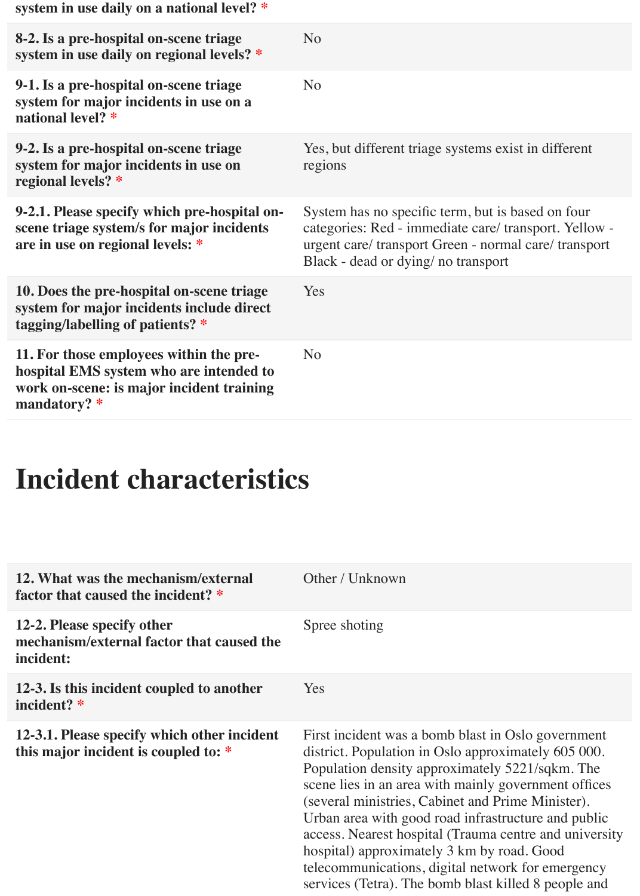| | |
|---|---|
| system in use daily on a national level? * | |
| **8-2. Is a pre-hospital on-scene triage system in use daily on regional levels? *** | No |
| **9-1. Is a pre-hospital on-scene triage system for major incidents in use on a national level? *** | No |
| **9-2. Is a pre-hospital on-scene triage system for major incidents in use on regional levels? *** | Yes, but different triage systems exist in different regions |
| **9-2.1. Please specify which pre-hospital on-scene triage system/s for major incidents are in use on regional levels: *** | System has no specific term, but is based on four categories: Red - immediate care/ transport. Yellow - urgent care/ transport Green - normal care/ transport Black - dead or dying/ no transport |
| **10. Does the pre-hospital on-scene triage system for major incidents include direct tagging/labelling of patients? *** | Yes |
| **11. For those employees within the pre-hospital EMS system who are intended to work on-scene: is major incident training mandatory? *** | No |

# Incident characteristics

| | |
|---|---|
| **12. What was the mechanism/external factor that caused the incident? *** | Other / Unknown |
| **12-2. Please specify other mechanism/external factor that caused the incident:** | Spree shoting |
| **12-3. Is this incident coupled to another incident? *** | Yes |
| **12-3.1. Please specify which other incident this major incident is coupled to: *** | First incident was a bomb blast in Oslo government district. Population in Oslo approximately 605 000. Population density approximately 5221/sqkm. The scene lies in an area with mainly government offices (several ministries, Cabinet and Prime Minister). Urban area with good road infrastructure and public access. Nearest hospital (Trauma centre and university hospital) approximately 3 km by road. Good telecommunications, digital network for emergency services (Tetra). The bomb blast killed 8 people and |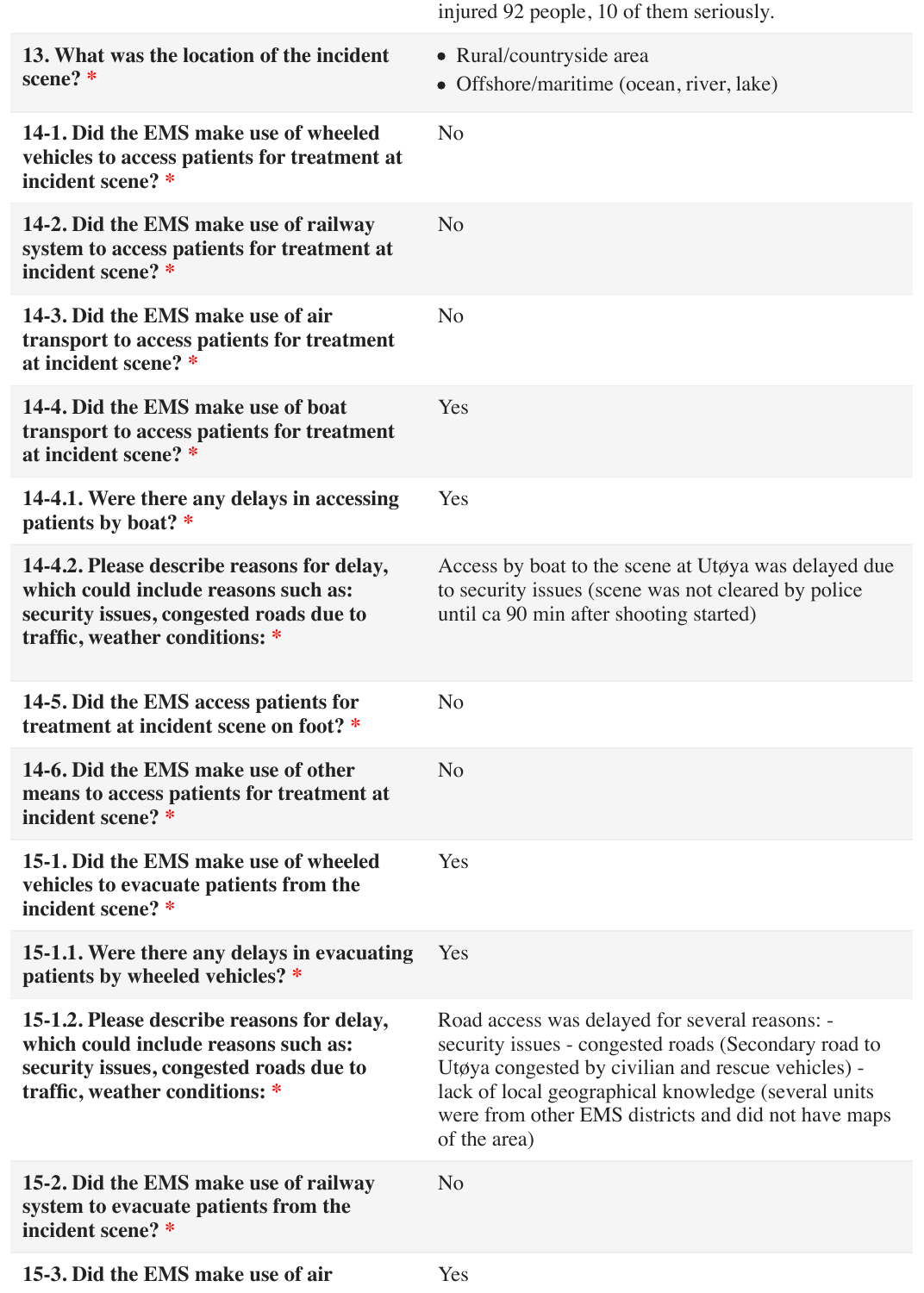| | |
|---|---|
| | injured 92 people, 10 of them seriously. |
| **13. What was the location of the incident scene?** * | • Rural/countryside area<br>• Offshore/maritime (ocean, river, lake) |
| **14-1. Did the EMS make use of wheeled vehicles to access patients for treatment at incident scene?** * | No |
| **14-2. Did the EMS make use of railway system to access patients for treatment at incident scene?** * | No |
| **14-3. Did the EMS make use of air transport to access patients for treatment at incident scene?** * | No |
| **14-4. Did the EMS make use of boat transport to access patients for treatment at incident scene?** * | Yes |
| **14-4.1. Were there any delays in accessing patients by boat?** * | Yes |
| **14-4.2. Please describe reasons for delay, which could include reasons such as: security issues, congested roads due to traffic, weather conditions:** * | Access by boat to the scene at Utøya was delayed due to security issues (scene was not cleared by police until ca 90 min after shooting started) |
| **14-5. Did the EMS access patients for treatment at incident scene on foot?** * | No |
| **14-6. Did the EMS make use of other means to access patients for treatment at incident scene?** * | No |
| **15-1. Did the EMS make use of wheeled vehicles to evacuate patients from the incident scene?** * | Yes |
| **15-1.1. Were there any delays in evacuating patients by wheeled vehicles?** * | Yes |
| **15-1.2. Please describe reasons for delay, which could include reasons such as: security issues, congested roads due to traffic, weather conditions:** * | Road access was delayed for several reasons: - security issues - congested roads (Secondary road to Utøya congested by civilian and rescue vehicles) - lack of local geographical knowledge (several units were from other EMS districts and did not have maps of the area) |
| **15-2. Did the EMS make use of railway system to evacuate patients from the incident scene?** * | No |
| **15-3. Did the EMS make use of air** | Yes |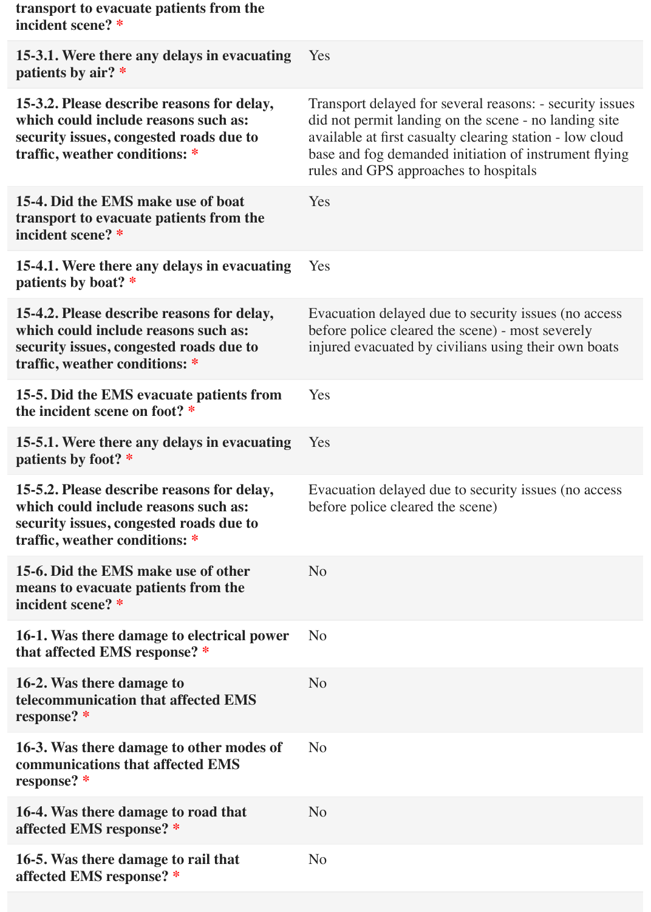| | |
|---|---|
| transport to evacuate patients from the incident scene? * | |
| **15-3.1. Were there any delays in evacuating patients by air? *** | Yes |
| **15-3.2. Please describe reasons for delay, which could include reasons such as: security issues, congested roads due to traffic, weather conditions: *** | Transport delayed for several reasons: - security issues did not permit landing on the scene - no landing site available at first casualty clearing station - low cloud base and fog demanded initiation of instrument flying rules and GPS approaches to hospitals |
| **15-4. Did the EMS make use of boat transport to evacuate patients from the incident scene? *** | Yes |
| **15-4.1. Were there any delays in evacuating patients by boat? *** | Yes |
| **15-4.2. Please describe reasons for delay, which could include reasons such as: security issues, congested roads due to traffic, weather conditions: *** | Evacuation delayed due to security issues (no access before police cleared the scene) - most severely injured evacuated by civilians using their own boats |
| **15-5. Did the EMS evacuate patients from the incident scene on foot? *** | Yes |
| **15-5.1. Were there any delays in evacuating patients by foot? *** | Yes |
| **15-5.2. Please describe reasons for delay, which could include reasons such as: security issues, congested roads due to traffic, weather conditions: *** | Evacuation delayed due to security issues (no access before police cleared the scene) |
| **15-6. Did the EMS make use of other means to evacuate patients from the incident scene? *** | No |
| **16-1. Was there damage to electrical power that affected EMS response? *** | No |
| **16-2. Was there damage to telecommunication that affected EMS response? *** | No |
| **16-3. Was there damage to other modes of communications that affected EMS response? *** | No |
| **16-4. Was there damage to road that affected EMS response? *** | No |
| **16-5. Was there damage to rail that affected EMS response? *** | No |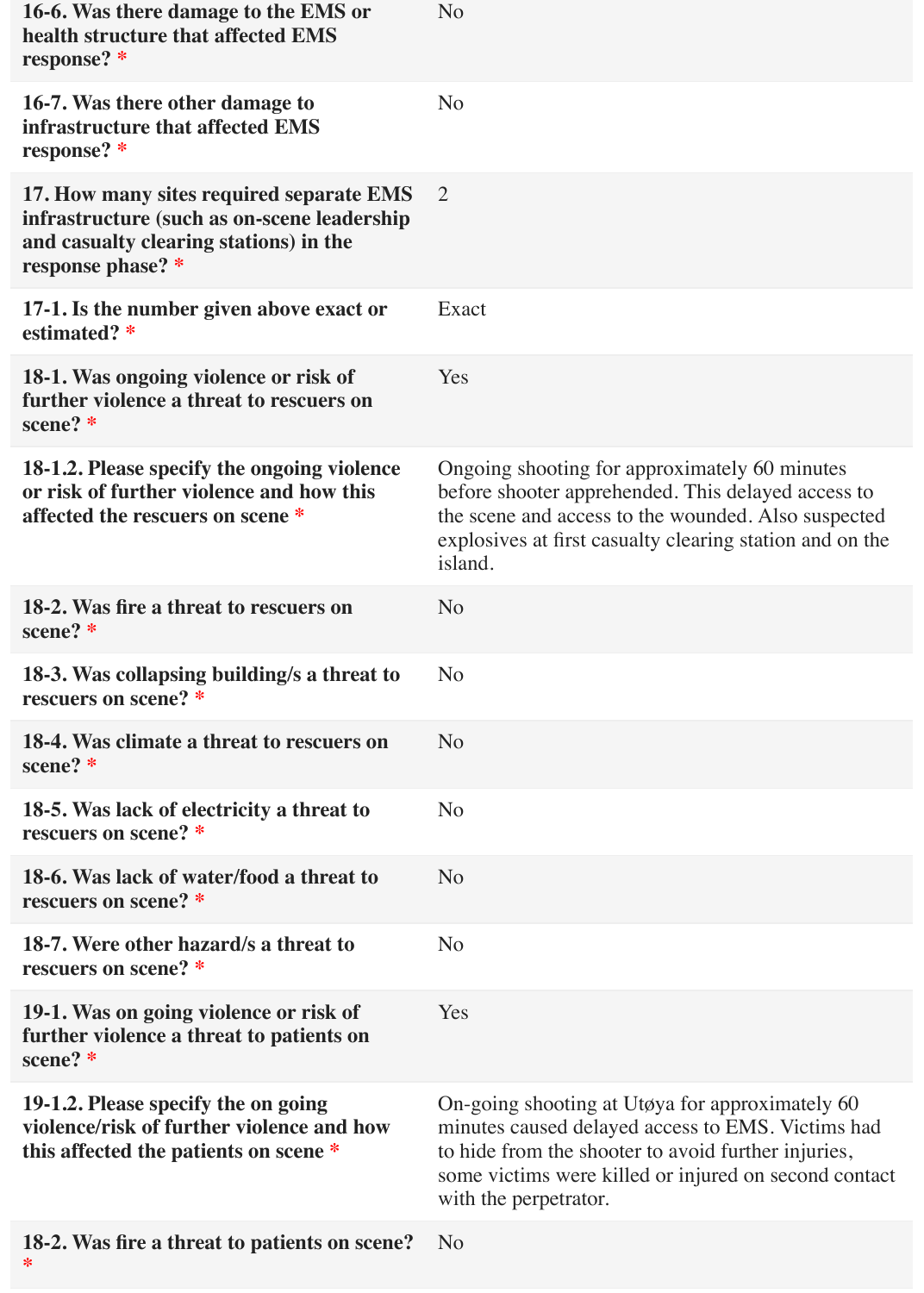| Question | Answer |
| --- | --- |
| **16-6. Was there damage to the EMS or health structure that affected EMS response? *** | No |
| **16-7. Was there other damage to infrastructure that affected EMS response? *** | No |
| **17. How many sites required separate EMS infrastructure (such as on-scene leadership and casualty clearing stations) in the response phase? *** | 2 |
| **17-1. Is the number given above exact or estimated? *** | Exact |
| **18-1. Was ongoing violence or risk of further violence a threat to rescuers on scene? *** | Yes |
| **18-1.2. Please specify the ongoing violence or risk of further violence and how this affected the rescuers on scene *** | Ongoing shooting for approximately 60 minutes before shooter apprehended. This delayed access to the scene and access to the wounded. Also suspected explosives at first casualty clearing station and on the island. |
| **18-2. Was fire a threat to rescuers on scene? *** | No |
| **18-3. Was collapsing building/s a threat to rescuers on scene? *** | No |
| **18-4. Was climate a threat to rescuers on scene? *** | No |
| **18-5. Was lack of electricity a threat to rescuers on scene? *** | No |
| **18-6. Was lack of water/food a threat to rescuers on scene? *** | No |
| **18-7. Were other hazard/s a threat to rescuers on scene? *** | No |
| **19-1. Was on going violence or risk of further violence a threat to patients on scene? *** | Yes |
| **19-1.2. Please specify the on going violence/risk of further violence and how this affected the patients on scene *** | On-going shooting at Utøya for approximately 60 minutes caused delayed access to EMS. Victims had to hide from the shooter to avoid further injuries, some victims were killed or injured on second contact with the perpetrator. |
| **18-2. Was fire a threat to patients on scene? *** | No |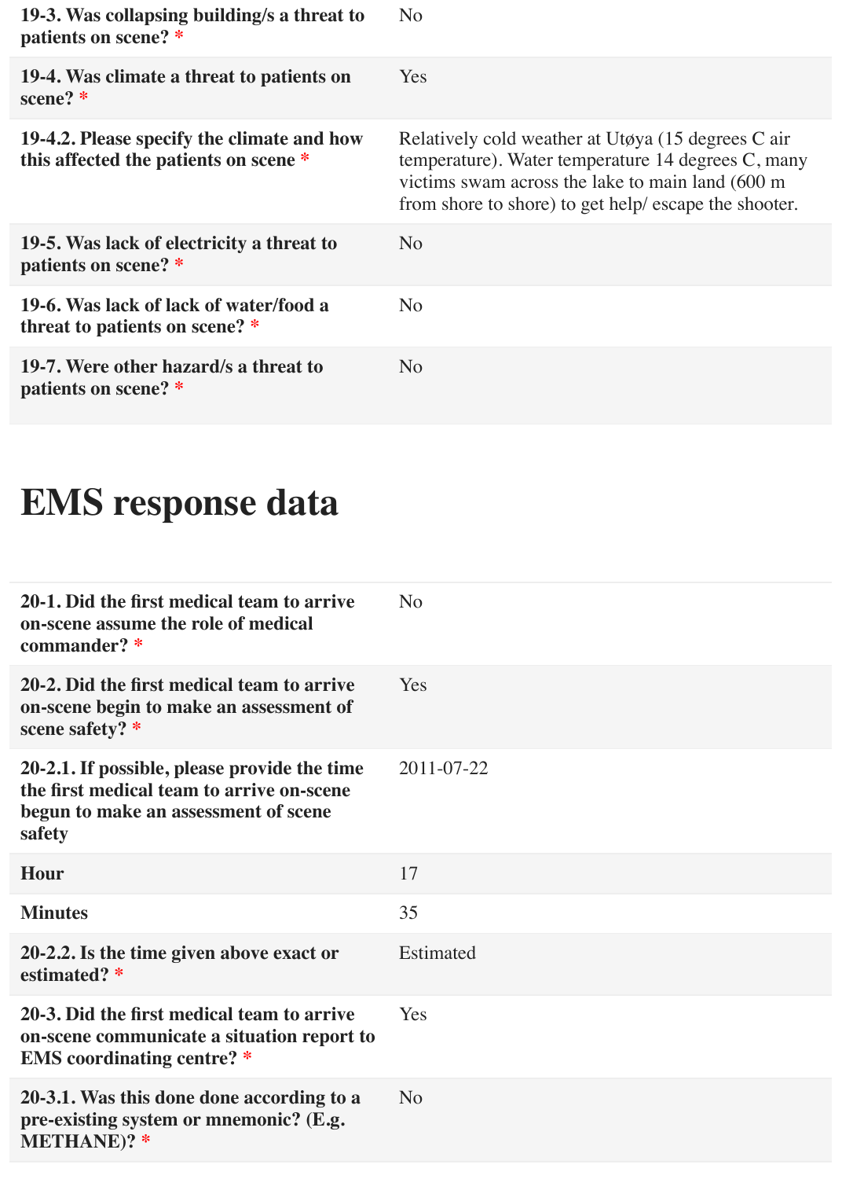| | |
|---|---|
| **19-3. Was collapsing building/s a threat to patients on scene?** * | No |
| **19-4. Was climate a threat to patients on scene?** * | Yes |
| **19-4.2. Please specify the climate and how this affected the patients on scene** * | Relatively cold weather at Utøya (15 degrees C air temperature). Water temperature 14 degrees C, many victims swam across the lake to main land (600 m from shore to shore) to get help/ escape the shooter. |
| **19-5. Was lack of electricity a threat to patients on scene?** * | No |
| **19-6. Was lack of lack of water/food a threat to patients on scene?** * | No |
| **19-7. Were other hazard/s a threat to patients on scene?** * | No |

# EMS response data

| | |
|---|---|
| **20-1. Did the first medical team to arrive on-scene assume the role of medical commander?** * | No |
| **20-2. Did the first medical team to arrive on-scene begin to make an assessment of scene safety?** * | Yes |
| **20-2.1. If possible, please provide the time the first medical team to arrive on-scene begun to make an assessment of scene safety** | 2011-07-22 |
| **Hour** | 17 |
| **Minutes** | 35 |
| **20-2.2. Is the time given above exact or estimated?** * | Estimated |
| **20-3. Did the first medical team to arrive on-scene communicate a situation report to EMS coordinating centre?** * | Yes |
| **20-3.1. Was this done done according to a pre-existing system or mnemonic? (E.g. METHANE)?** * | No |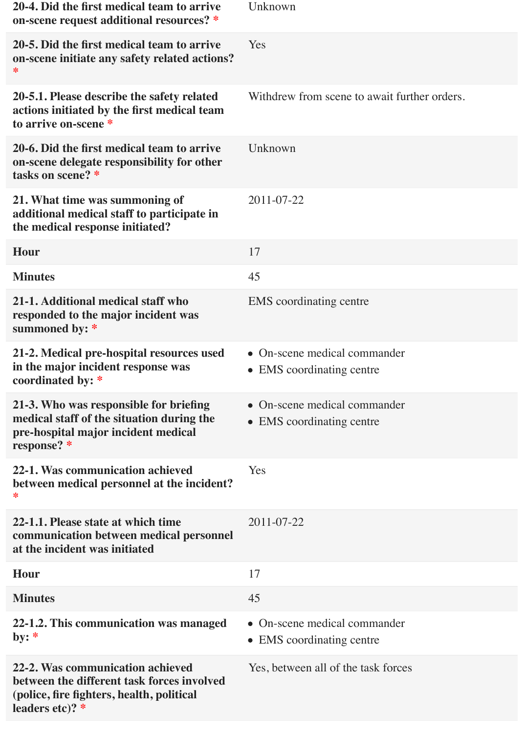| | |
|---|---|
| **20-4. Did the first medical team to arrive on-scene request additional resources?** * | Unknown |
| **20-5. Did the first medical team to arrive on-scene initiate any safety related actions?** * | Yes |
| **20-5.1. Please describe the safety related actions initiated by the first medical team to arrive on-scene** * | Withdrew from scene to await further orders. |
| **20-6. Did the first medical team to arrive on-scene delegate responsibility for other tasks on scene?** * | Unknown |
| **21. What time was summoning of additional medical staff to participate in the medical response initiated?** | 2011-07-22 |
| **Hour** | 17 |
| **Minutes** | 45 |
| **21-1. Additional medical staff who responded to the major incident was summoned by:** * | EMS coordinating centre |
| **21-2. Medical pre-hospital resources used in the major incident response was coordinated by:** * | • On-scene medical commander<br>• EMS coordinating centre |
| **21-3. Who was responsible for briefing medical staff of the situation during the pre-hospital major incident medical response?** * | • On-scene medical commander<br>• EMS coordinating centre |
| **22-1. Was communication achieved between medical personnel at the incident?** * | Yes |
| **22-1.1. Please state at which time communication between medical personnel at the incident was initiated** | 2011-07-22 |
| **Hour** | 17 |
| **Minutes** | 45 |
| **22-1.2. This communication was managed by:** * | • On-scene medical commander<br>• EMS coordinating centre |
| **22-2. Was communication achieved between the different task forces involved (police, fire fighters, health, political leaders etc)?** * | Yes, between all of the task forces |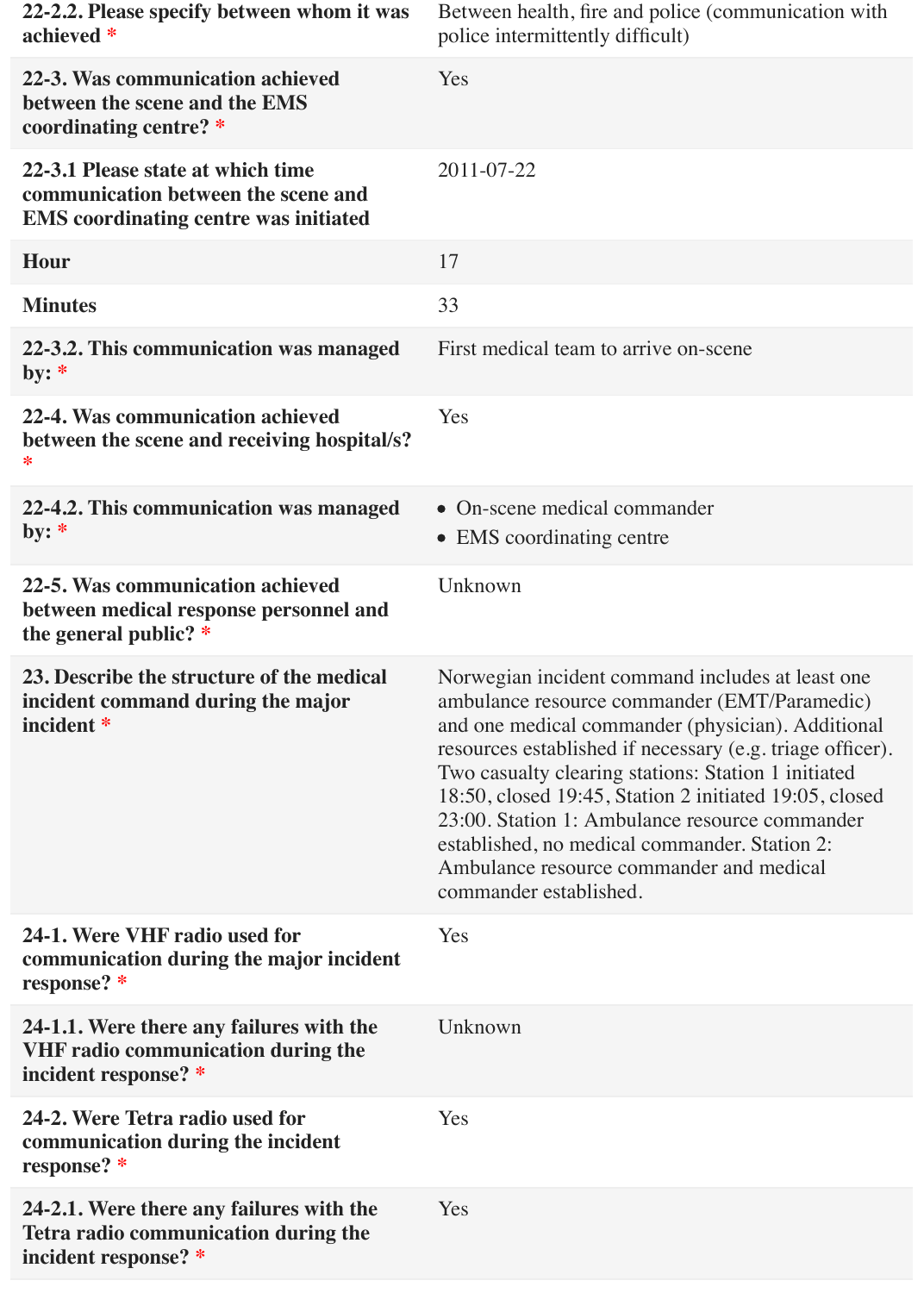| | |
|---|---|
| **22-2.2. Please specify between whom it was achieved** * | Between health, fire and police (communication with police intermittently difficult) |
| **22-3. Was communication achieved between the scene and the EMS coordinating centre?** * | Yes |
| **22-3.1 Please state at which time communication between the scene and EMS coordinating centre was initiated** | 2011-07-22 |
| **Hour** | 17 |
| **Minutes** | 33 |
| **22-3.2. This communication was managed by:** * | First medical team to arrive on-scene |
| **22-4. Was communication achieved between the scene and receiving hospital/s?** * | Yes |
| **22-4.2. This communication was managed by:** * | • On-scene medical commander<br>• EMS coordinating centre |
| **22-5. Was communication achieved between medical response personnel and the general public?** * | Unknown |
| **23. Describe the structure of the medical incident command during the major incident** * | Norwegian incident command includes at least one ambulance resource commander (EMT/Paramedic) and one medical commander (physician). Additional resources established if necessary (e.g. triage officer). Two casualty clearing stations: Station 1 initiated 18:50, closed 19:45, Station 2 initiated 19:05, closed 23:00. Station 1: Ambulance resource commander established, no medical commander. Station 2: Ambulance resource commander and medical commander established. |
| **24-1. Were VHF radio used for communication during the major incident response?** * | Yes |
| **24-1.1. Were there any failures with the VHF radio communication during the incident response?** * | Unknown |
| **24-2. Were Tetra radio used for communication during the incident response?** * | Yes |
| **24-2.1. Were there any failures with the Tetra radio communication during the incident response?** * | Yes |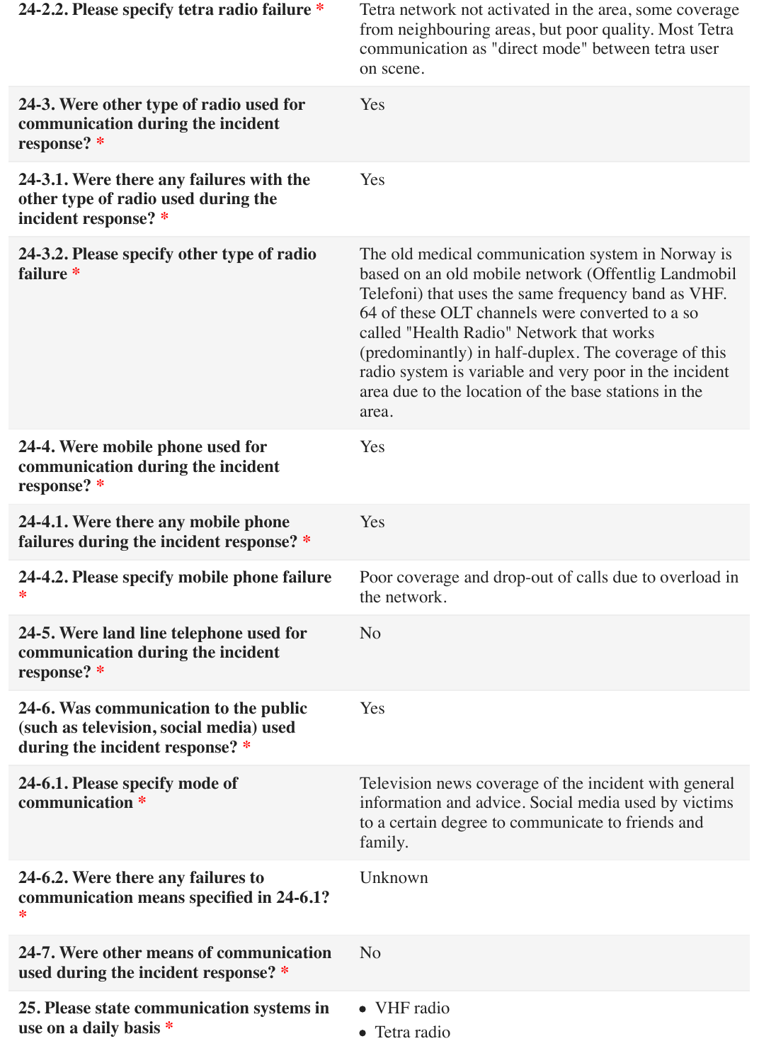| | |
|---|---|
| **24-2.2. Please specify tetra radio failure** * | Tetra network not activated in the area, some coverage from neighbouring areas, but poor quality. Most Tetra communication as "direct mode" between tetra user on scene. |
| **24-3. Were other type of radio used for communication during the incident response?** * | Yes |
| **24-3.1. Were there any failures with the other type of radio used during the incident response?** * | Yes |
| **24-3.2. Please specify other type of radio failure** * | The old medical communication system in Norway is based on an old mobile network (Offentlig Landmobil Telefoni) that uses the same frequency band as VHF. 64 of these OLT channels were converted to a so called "Health Radio" Network that works (predominantly) in half-duplex. The coverage of this radio system is variable and very poor in the incident area due to the location of the base stations in the area. |
| **24-4. Were mobile phone used for communication during the incident response?** * | Yes |
| **24-4.1. Were there any mobile phone failures during the incident response?** * | Yes |
| **24-4.2. Please specify mobile phone failure** * | Poor coverage and drop-out of calls due to overload in the network. |
| **24-5. Were land line telephone used for communication during the incident response?** * | No |
| **24-6. Was communication to the public (such as television, social media) used during the incident response?** * | Yes |
| **24-6.1. Please specify mode of communication** * | Television news coverage of the incident with general information and advice. Social media used by victims to a certain degree to communicate to friends and family. |
| **24-6.2. Were there any failures to communication means specified in 24-6.1?** * | Unknown |
| **24-7. Were other means of communication used during the incident response?** * | No |
| **25. Please state communication systems in use on a daily basis** * | • VHF radio<br>• Tetra radio |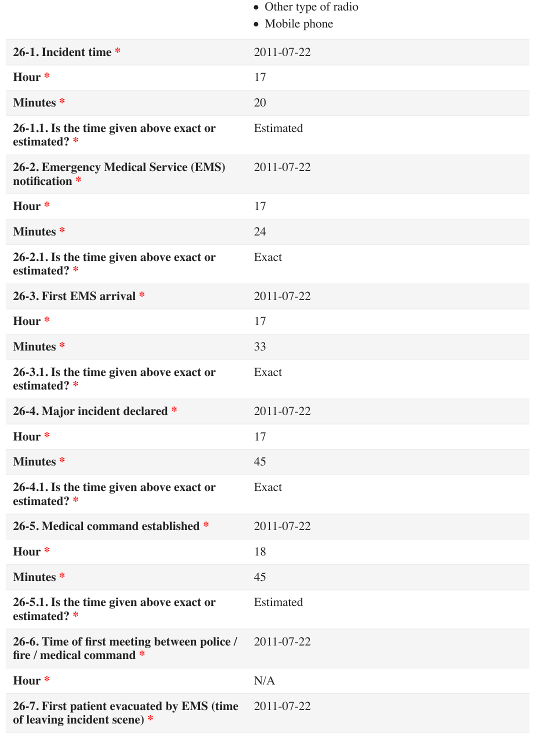- Other type of radio
- Mobile phone

| | |
|---|---|
| **26-1. Incident time** * | 2011-07-22 |
| **Hour** * | 17 |
| **Minutes** * | 20 |
| **26-1.1. Is the time given above exact or estimated?** * | Estimated |
| **26-2. Emergency Medical Service (EMS) notification** * | 2011-07-22 |
| **Hour** * | 17 |
| **Minutes** * | 24 |
| **26-2.1. Is the time given above exact or estimated?** * | Exact |
| **26-3. First EMS arrival** * | 2011-07-22 |
| **Hour** * | 17 |
| **Minutes** * | 33 |
| **26-3.1. Is the time given above exact or estimated?** * | Exact |
| **26-4. Major incident declared** * | 2011-07-22 |
| **Hour** * | 17 |
| **Minutes** * | 45 |
| **26-4.1. Is the time given above exact or estimated?** * | Exact |
| **26-5. Medical command established** * | 2011-07-22 |
| **Hour** * | 18 |
| **Minutes** * | 45 |
| **26-5.1. Is the time given above exact or estimated?** * | Estimated |
| **26-6. Time of first meeting between police / fire / medical command** * | 2011-07-22 |
| **Hour** * | N/A |
| **26-7. First patient evacuated by EMS (time of leaving incident scene)** * | 2011-07-22 |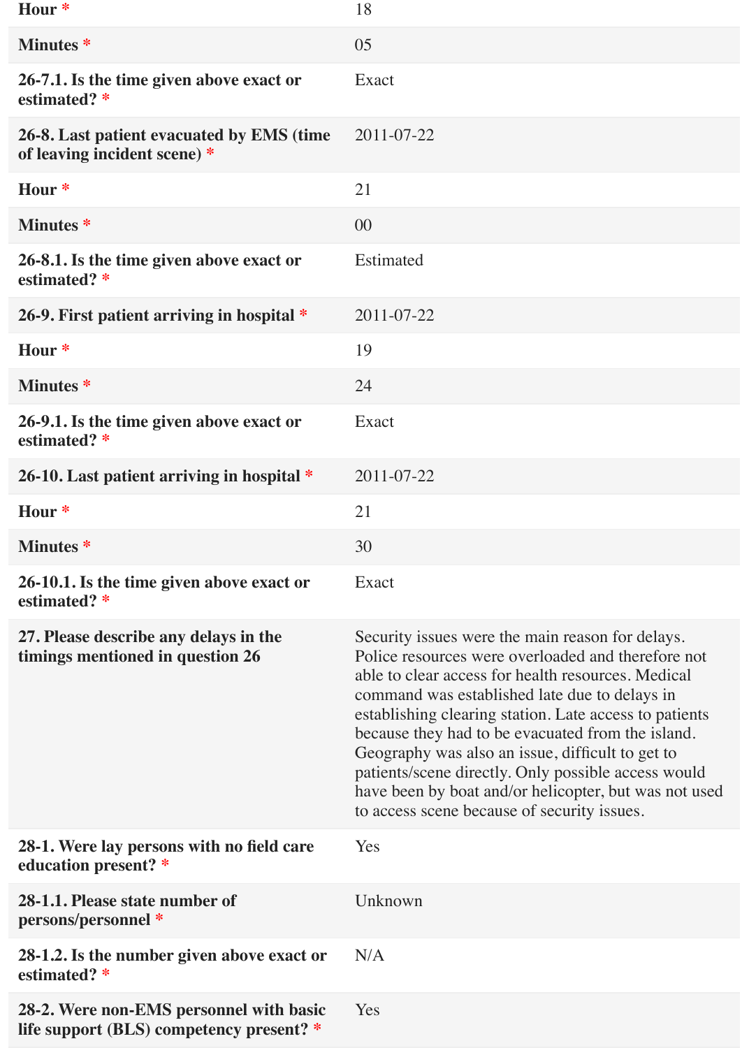| | |
|---|---|
| **Hour** * | 18 |
| **Minutes** * | 05 |
| **26-7.1. Is the time given above exact or estimated?** * | Exact |
| **26-8. Last patient evacuated by EMS (time of leaving incident scene)** * | 2011-07-22 |
| **Hour** * | 21 |
| **Minutes** * | 00 |
| **26-8.1. Is the time given above exact or estimated?** * | Estimated |
| **26-9. First patient arriving in hospital** * | 2011-07-22 |
| **Hour** * | 19 |
| **Minutes** * | 24 |
| **26-9.1. Is the time given above exact or estimated?** * | Exact |
| **26-10. Last patient arriving in hospital** * | 2011-07-22 |
| **Hour** * | 21 |
| **Minutes** * | 30 |
| **26-10.1. Is the time given above exact or estimated?** * | Exact |
| **27. Please describe any delays in the timings mentioned in question 26** | Security issues were the main reason for delays. Police resources were overloaded and therefore not able to clear access for health resources. Medical command was established late due to delays in establishing clearing station. Late access to patients because they had to be evacuated from the island. Geography was also an issue, difficult to get to patients/scene directly. Only possible access would have been by boat and/or helicopter, but was not used to access scene because of security issues. |
| **28-1. Were lay persons with no field care education present?** * | Yes |
| **28-1.1. Please state number of persons/personnel** * | Unknown |
| **28-1.2. Is the number given above exact or estimated?** * | N/A |
| **28-2. Were non-EMS personnel with basic life support (BLS) competency present?** * | Yes |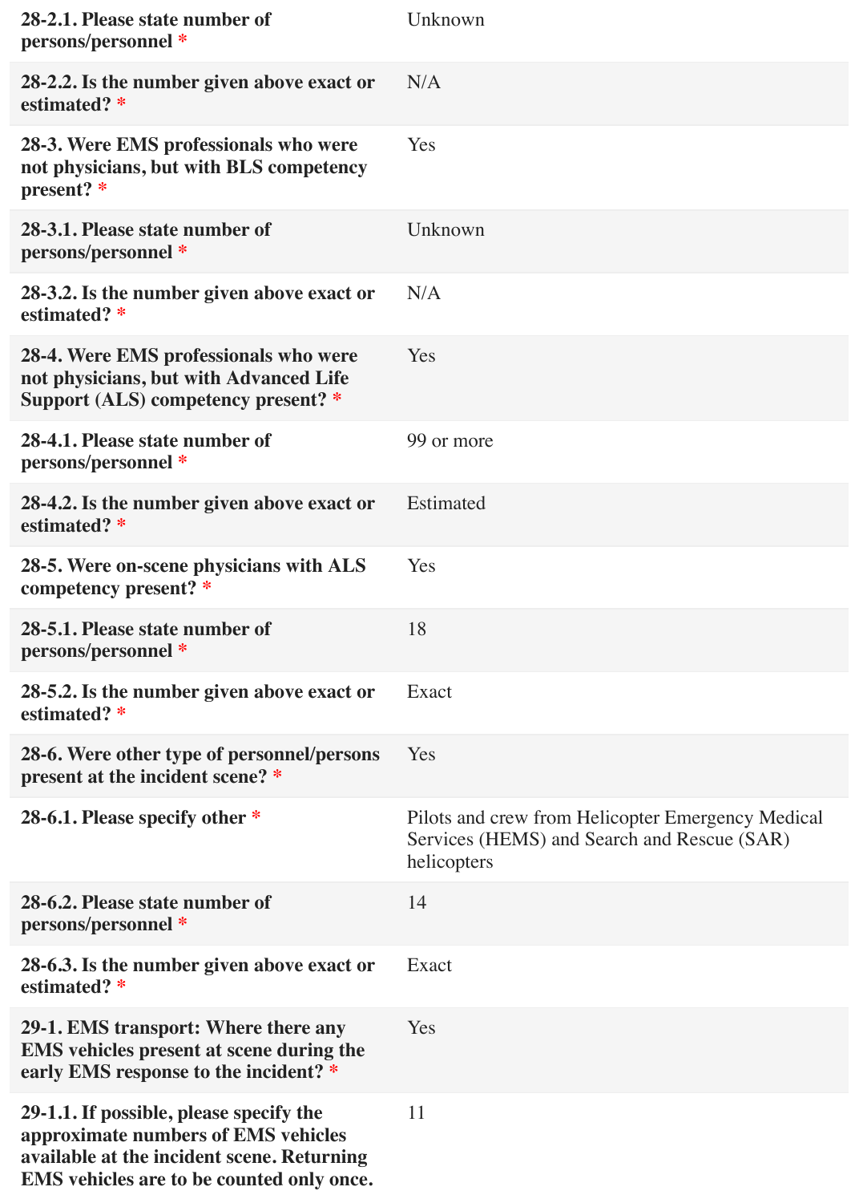| | |
|---|---|
| **28-2.1. Please state number of persons/personnel** * | Unknown |
| **28-2.2. Is the number given above exact or estimated?** * | N/A |
| **28-3. Were EMS professionals who were not physicians, but with BLS competency present?** * | Yes |
| **28-3.1. Please state number of persons/personnel** * | Unknown |
| **28-3.2. Is the number given above exact or estimated?** * | N/A |
| **28-4. Were EMS professionals who were not physicians, but with Advanced Life Support (ALS) competency present?** * | Yes |
| **28-4.1. Please state number of persons/personnel** * | 99 or more |
| **28-4.2. Is the number given above exact or estimated?** * | Estimated |
| **28-5. Were on-scene physicians with ALS competency present?** * | Yes |
| **28-5.1. Please state number of persons/personnel** * | 18 |
| **28-5.2. Is the number given above exact or estimated?** * | Exact |
| **28-6. Were other type of personnel/persons present at the incident scene?** * | Yes |
| **28-6.1. Please specify other** * | Pilots and crew from Helicopter Emergency Medical Services (HEMS) and Search and Rescue (SAR) helicopters |
| **28-6.2. Please state number of persons/personnel** * | 14 |
| **28-6.3. Is the number given above exact or estimated?** * | Exact |
| **29-1. EMS transport: Where there any EMS vehicles present at scene during the early EMS response to the incident?** * | Yes |
| **29-1.1. If possible, please specify the approximate numbers of EMS vehicles available at the incident scene. Returning EMS vehicles are to be counted only once.** | 11 |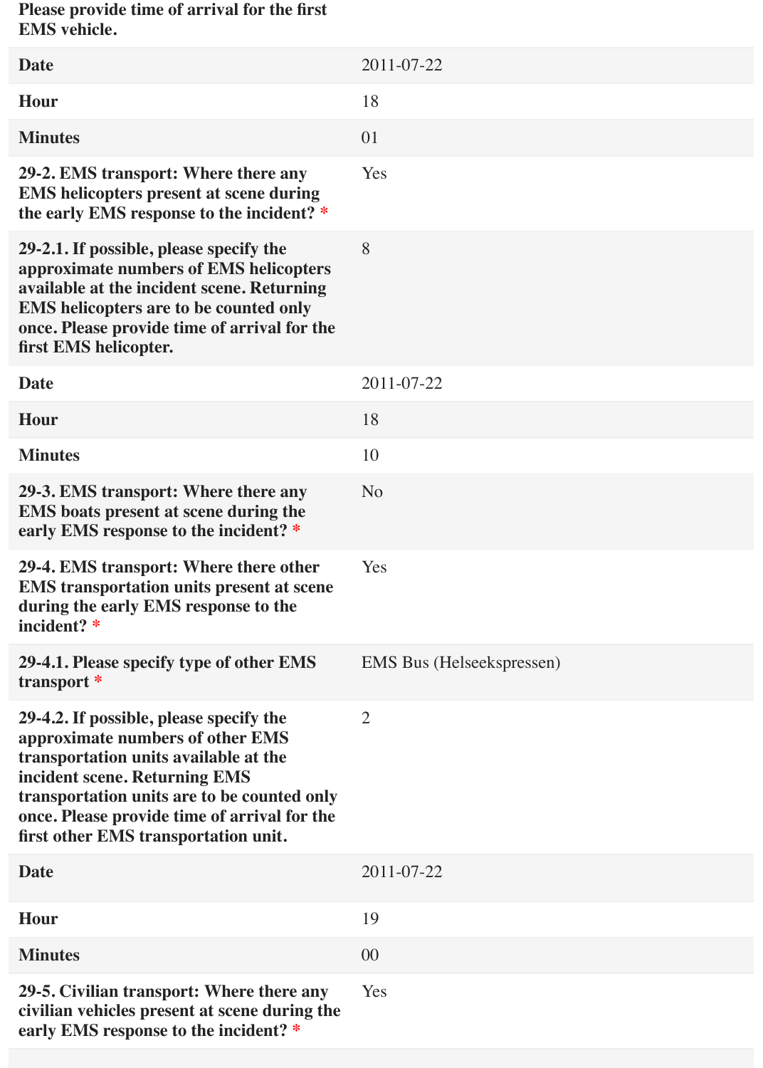| Please provide time of arrival for the first EMS vehicle. | |
| --- | --- |
| **Date** | 2011-07-22 |
| **Hour** | 18 |
| **Minutes** | 01 |
| **29-2. EMS transport: Where there any EMS helicopters present at scene during the early EMS response to the incident?** * | Yes |
| **29-2.1. If possible, please specify the approximate numbers of EMS helicopters available at the incident scene. Returning EMS helicopters are to be counted only once. Please provide time of arrival for the first EMS helicopter.** | 8 |
| **Date** | 2011-07-22 |
| **Hour** | 18 |
| **Minutes** | 10 |
| **29-3. EMS transport: Where there any EMS boats present at scene during the early EMS response to the incident?** * | No |
| **29-4. EMS transport: Where there other EMS transportation units present at scene during the early EMS response to the incident?** * | Yes |
| **29-4.1. Please specify type of other EMS transport** * | EMS Bus (Helseekspressen) |
| **29-4.2. If possible, please specify the approximate numbers of other EMS transportation units available at the incident scene. Returning EMS transportation units are to be counted only once. Please provide time of arrival for the first other EMS transportation unit.** | 2 |
| **Date** | 2011-07-22 |
| **Hour** | 19 |
| **Minutes** | 00 |
| **29-5. Civilian transport: Where there any civilian vehicles present at scene during the early EMS response to the incident?** * | Yes |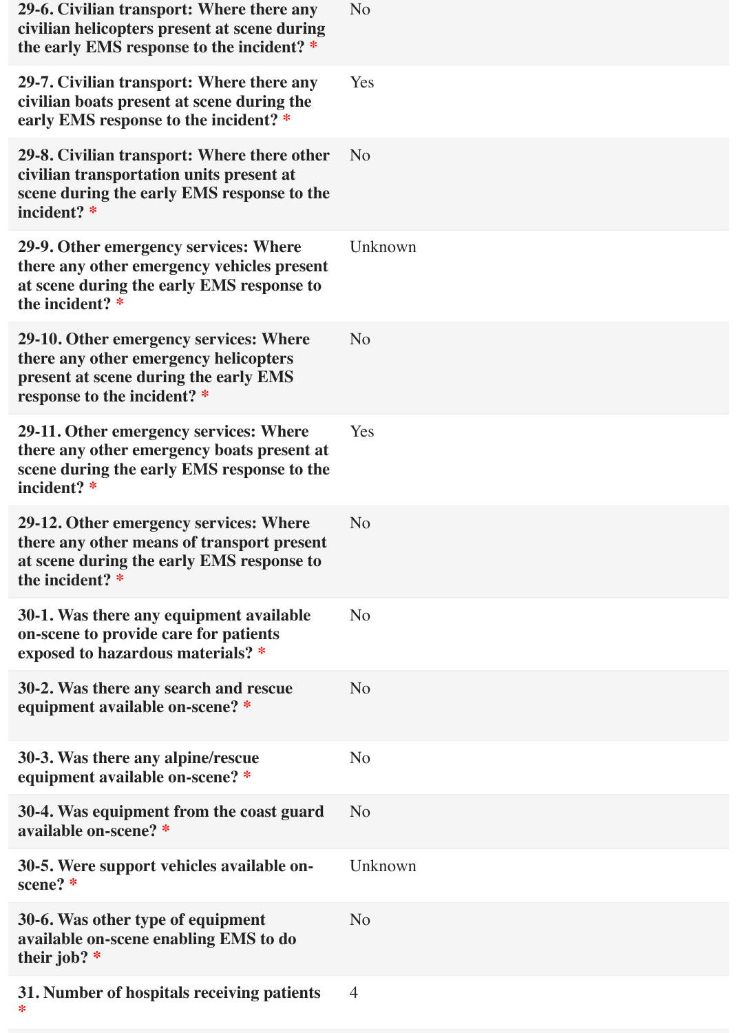| Question | Answer |
| --- | --- |
| **29-6. Civilian transport: Where there any civilian helicopters present at scene during the early EMS response to the incident? *** | No |
| **29-7. Civilian transport: Where there any civilian boats present at scene during the early EMS response to the incident? *** | Yes |
| **29-8. Civilian transport: Where there other civilian transportation units present at scene during the early EMS response to the incident? *** | No |
| **29-9. Other emergency services: Where there any other emergency vehicles present at scene during the early EMS response to the incident? *** | Unknown |
| **29-10. Other emergency services: Where there any other emergency helicopters present at scene during the early EMS response to the incident? *** | No |
| **29-11. Other emergency services: Where there any other emergency boats present at scene during the early EMS response to the incident? *** | Yes |
| **29-12. Other emergency services: Where there any other means of transport present at scene during the early EMS response to the incident? *** | No |
| **30-1. Was there any equipment available on-scene to provide care for patients exposed to hazardous materials? *** | No |
| **30-2. Was there any search and rescue equipment available on-scene? *** | No |
| **30-3. Was there any alpine/rescue equipment available on-scene? *** | No |
| **30-4. Was equipment from the coast guard available on-scene? *** | No |
| **30-5. Were support vehicles available on-scene? *** | Unknown |
| **30-6. Was other type of equipment available on-scene enabling EMS to do their job? *** | No |
| **31. Number of hospitals receiving patients *** | 4 |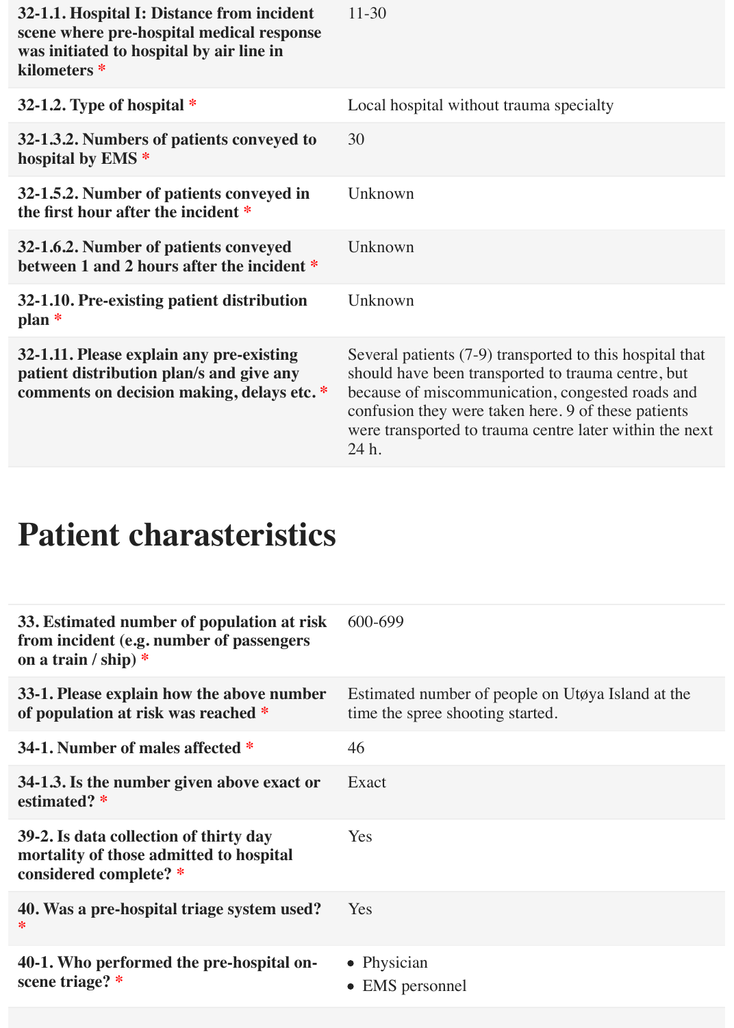| | |
|---|---|
| **32-1.1. Hospital I: Distance from incident scene where pre-hospital medical response was initiated to hospital by air line in kilometers** * | 11-30 |
| **32-1.2. Type of hospital** * | Local hospital without trauma specialty |
| **32-1.3.2. Numbers of patients conveyed to hospital by EMS** * | 30 |
| **32-1.5.2. Number of patients conveyed in the first hour after the incident** * | Unknown |
| **32-1.6.2. Number of patients conveyed between 1 and 2 hours after the incident** * | Unknown |
| **32-1.10. Pre-existing patient distribution plan** * | Unknown |
| **32-1.11. Please explain any pre-existing patient distribution plan/s and give any comments on decision making, delays etc.** * | Several patients (7-9) transported to this hospital that should have been transported to trauma centre, but because of miscommunication, congested roads and confusion they were taken here. 9 of these patients were transported to trauma centre later within the next 24 h. |

# Patient charasteristics

| | |
|---|---|
| **33. Estimated number of population at risk from incident (e.g. number of passengers on a train / ship)** * | 600-699 |
| **33-1. Please explain how the above number of population at risk was reached** * | Estimated number of people on Utøya Island at the time the spree shooting started. |
| **34-1. Number of males affected** * | 46 |
| **34-1.3. Is the number given above exact or estimated?** * | Exact |
| **39-2. Is data collection of thirty day mortality of those admitted to hospital considered complete?** * | Yes |
| **40. Was a pre-hospital triage system used?** * | Yes |
| **40-1. Who performed the pre-hospital on-scene triage?** * | • Physician<br>• EMS personnel |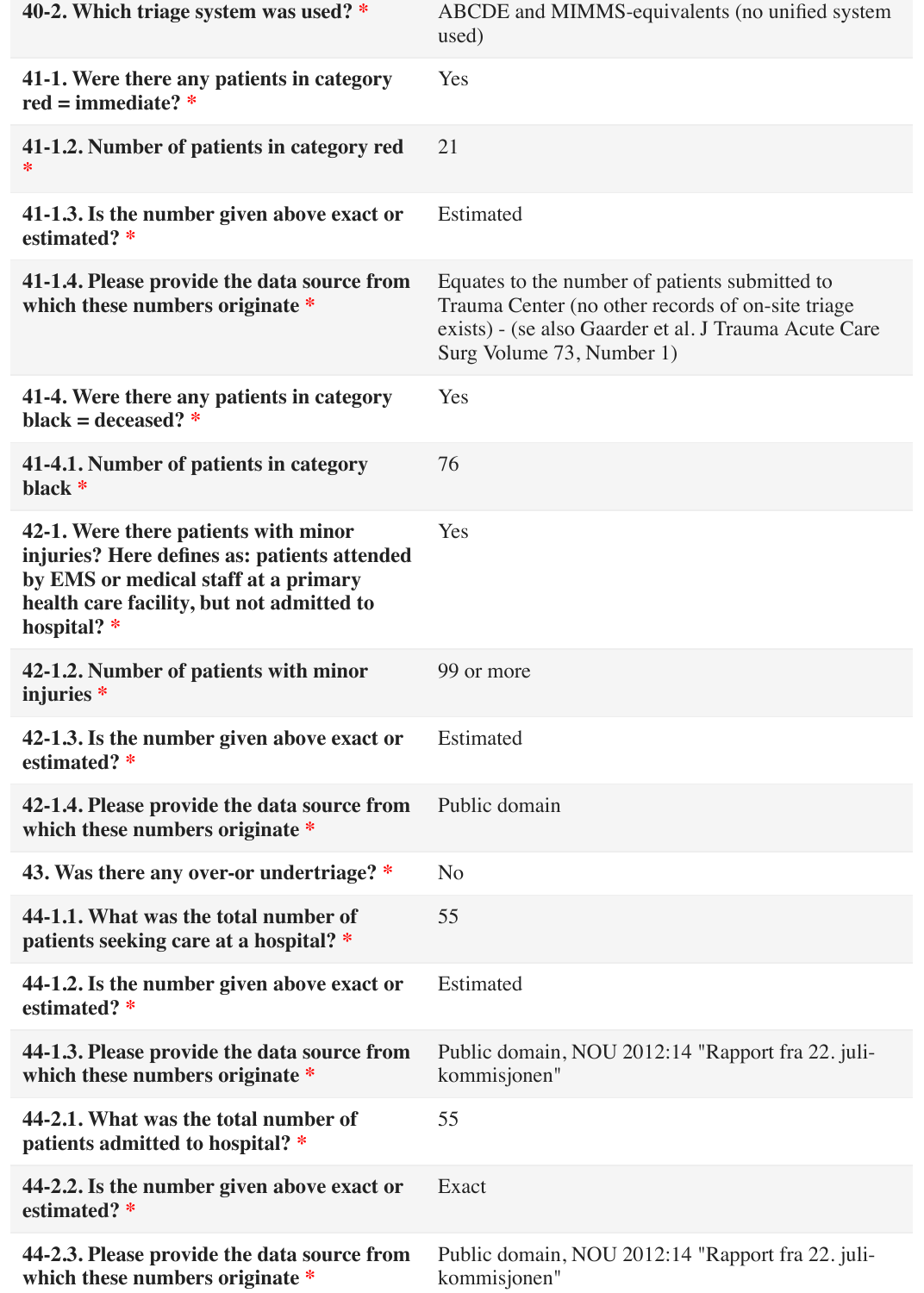| | |
|---|---|
| **40-2. Which triage system was used?** * | ABCDE and MIMMS-equivalents (no unified system used) |
| **41-1. Were there any patients in category red = immediate?** * | Yes |
| **41-1.2. Number of patients in category red** * | 21 |
| **41-1.3. Is the number given above exact or estimated?** * | Estimated |
| **41-1.4. Please provide the data source from which these numbers originate** * | Equates to the number of patients submitted to Trauma Center (no other records of on-site triage exists) - (se also Gaarder et al. J Trauma Acute Care Surg Volume 73, Number 1) |
| **41-4. Were there any patients in category black = deceased?** * | Yes |
| **41-4.1. Number of patients in category black** * | 76 |
| **42-1. Were there patients with minor injuries? Here defines as: patients attended by EMS or medical staff at a primary health care facility, but not admitted to hospital?** * | Yes |
| **42-1.2. Number of patients with minor injuries** * | 99 or more |
| **42-1.3. Is the number given above exact or estimated?** * | Estimated |
| **42-1.4. Please provide the data source from which these numbers originate** * | Public domain |
| **43. Was there any over-or undertriage?** * | No |
| **44-1.1. What was the total number of patients seeking care at a hospital?** * | 55 |
| **44-1.2. Is the number given above exact or estimated?** * | Estimated |
| **44-1.3. Please provide the data source from which these numbers originate** * | Public domain, NOU 2012:14 "Rapport fra 22. juli-kommisjonen" |
| **44-2.1. What was the total number of patients admitted to hospital?** * | 55 |
| **44-2.2. Is the number given above exact or estimated?** * | Exact |
| **44-2.3. Please provide the data source from which these numbers originate** * | Public domain, NOU 2012:14 "Rapport fra 22. juli-kommisjonen" |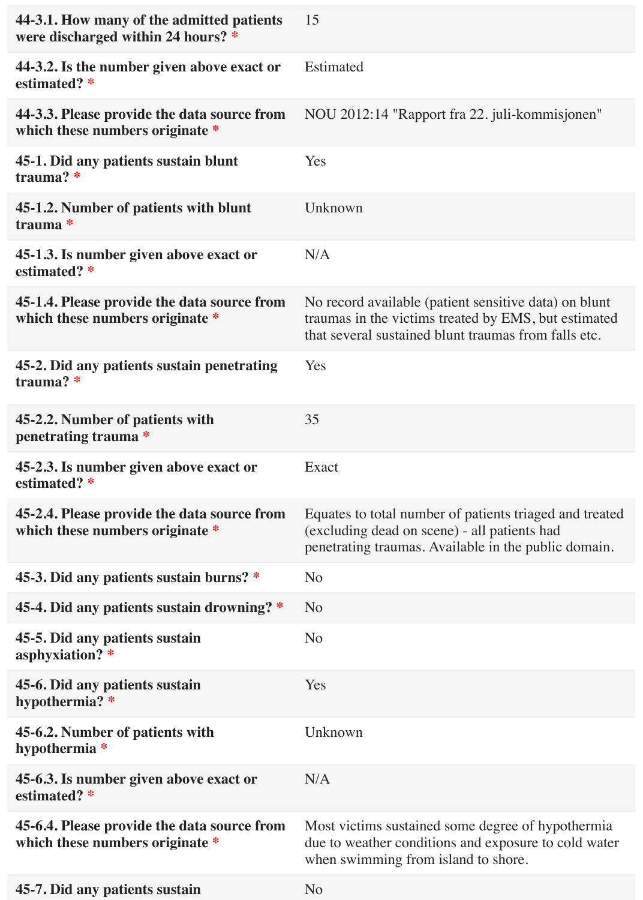| | |
|---|---|
| **44-3.1. How many of the admitted patients were discharged within 24 hours? *** | 15 |
| **44-3.2. Is the number given above exact or estimated? *** | Estimated |
| **44-3.3. Please provide the data source from which these numbers originate *** | NOU 2012:14 "Rapport fra 22. juli-kommisjonen" |
| **45-1. Did any patients sustain blunt trauma? *** | Yes |
| **45-1.2. Number of patients with blunt trauma *** | Unknown |
| **45-1.3. Is number given above exact or estimated? *** | N/A |
| **45-1.4. Please provide the data source from which these numbers originate *** | No record available (patient sensitive data) on blunt traumas in the victims treated by EMS, but estimated that several sustained blunt traumas from falls etc. |
| **45-2. Did any patients sustain penetrating trauma? *** | Yes |
| **45-2.2. Number of patients with penetrating trauma *** | 35 |
| **45-2.3. Is number given above exact or estimated? *** | Exact |
| **45-2.4. Please provide the data source from which these numbers originate *** | Equates to total number of patients triaged and treated (excluding dead on scene) - all patients had penetrating traumas. Available in the public domain. |
| **45-3. Did any patients sustain burns? *** | No |
| **45-4. Did any patients sustain drowning? *** | No |
| **45-5. Did any patients sustain asphyxiation? *** | No |
| **45-6. Did any patients sustain hypothermia? *** | Yes |
| **45-6.2. Number of patients with hypothermia *** | Unknown |
| **45-6.3. Is number given above exact or estimated? *** | N/A |
| **45-6.4. Please provide the data source from which these numbers originate *** | Most victims sustained some degree of hypothermia due to weather conditions and exposure to cold water when swimming from island to shore. |
| **45-7. Did any patients sustain** | No |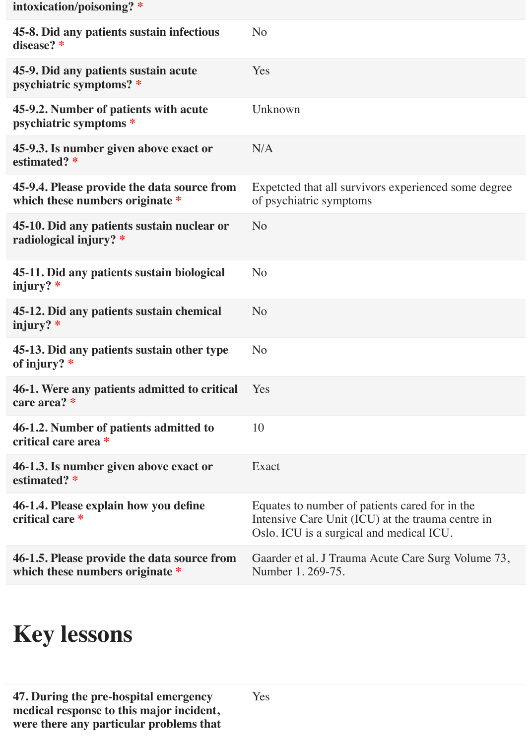| | |
|---|---|
| intoxication/poisoning? * | |
| **45-8. Did any patients sustain infectious disease? *** | No |
| **45-9. Did any patients sustain acute psychiatric symptoms? *** | Yes |
| **45-9.2. Number of patients with acute psychiatric symptoms *** | Unknown |
| **45-9.3. Is number given above exact or estimated? *** | N/A |
| **45-9.4. Please provide the data source from which these numbers originate *** | Expetcted that all survivors experienced some degree of psychiatric symptoms |
| **45-10. Did any patients sustain nuclear or radiological injury? *** | No |
| **45-11. Did any patients sustain biological injury? *** | No |
| **45-12. Did any patients sustain chemical injury? *** | No |
| **45-13. Did any patients sustain other type of injury? *** | No |
| **46-1. Were any patients admitted to critical care area? *** | Yes |
| **46-1.2. Number of patients admitted to critical care area *** | 10 |
| **46-1.3. Is number given above exact or estimated? *** | Exact |
| **46-1.4. Please explain how you define critical care *** | Equates to number of patients cared for in the Intensive Care Unit (ICU) at the trauma centre in Oslo. ICU is a surgical and medical ICU. |
| **46-1.5. Please provide the data source from which these numbers originate *** | Gaarder et al. J Trauma Acute Care Surg Volume 73, Number 1. 269-75. |

# Key lessons

| | |
|---|---|
| **47. During the pre-hospital emergency medical response to this major incident, were there any particular problems that** | Yes |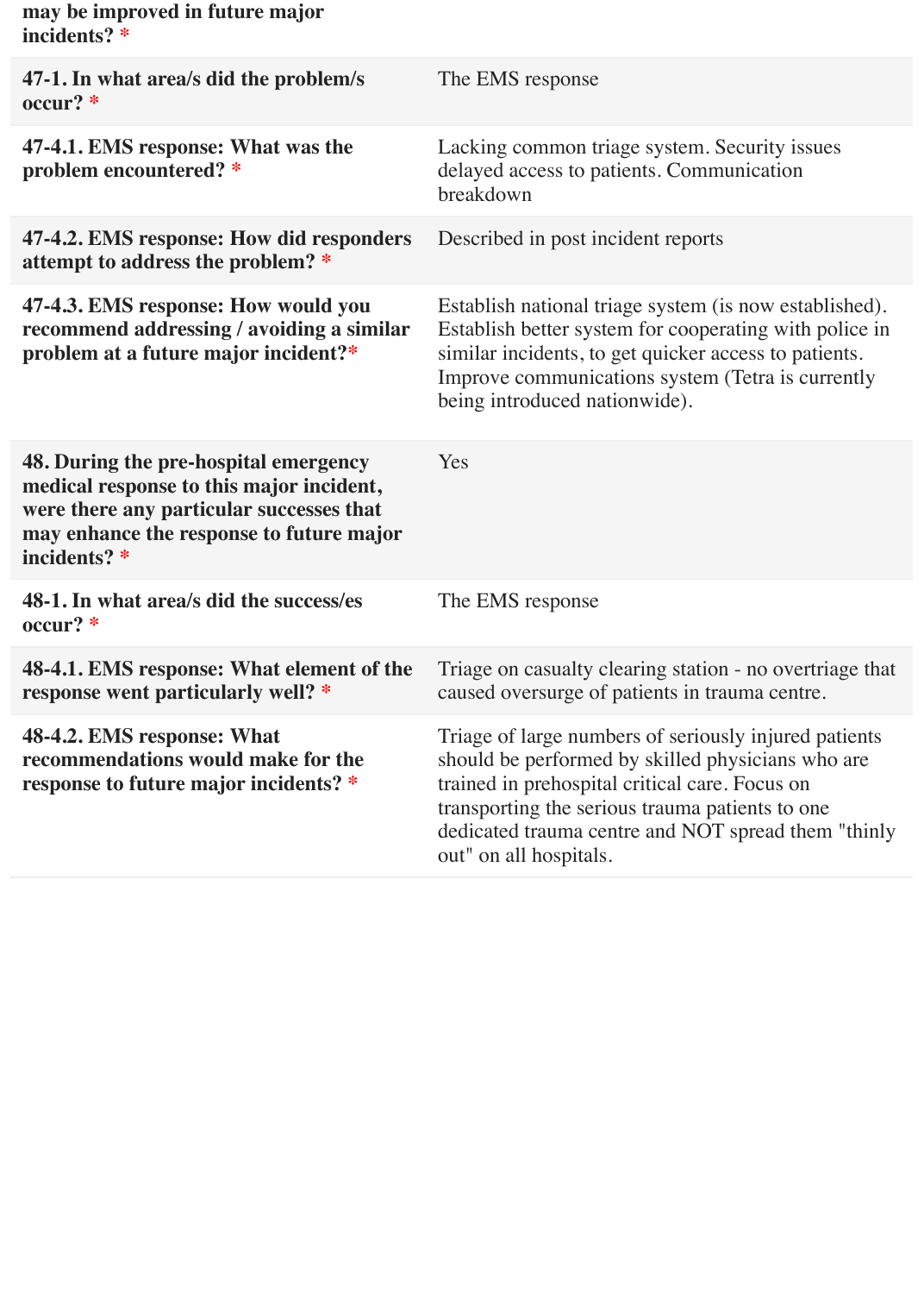| | |
|---|---|
| **may be improved in future major incidents? *** | |
| **47-1. In what area/s did the problem/s occur? *** | The EMS response |
| **47-4.1. EMS response: What was the problem encountered? *** | Lacking common triage system. Security issues delayed access to patients. Communication breakdown |
| **47-4.2. EMS response: How did responders attempt to address the problem? *** | Described in post incident reports |
| **47-4.3. EMS response: How would you recommend addressing / avoiding a similar problem at a future major incident?*** | Establish national triage system (is now established). Establish better system for cooperating with police in similar incidents, to get quicker access to patients. Improve communications system (Tetra is currently being introduced nationwide). |
| **48. During the pre-hospital emergency medical response to this major incident, were there any particular successes that may enhance the response to future major incidents? *** | Yes |
| **48-1. In what area/s did the success/es occur? *** | The EMS response |
| **48-4.1. EMS response: What element of the response went particularly well? *** | Triage on casualty clearing station - no overtriage that caused oversurge of patients in trauma centre. |
| **48-4.2. EMS response: What recommendations would make for the response to future major incidents? *** | Triage of large numbers of seriously injured patients should be performed by skilled physicians who are trained in prehospital critical care. Focus on transporting the serious trauma patients to one dedicated trauma centre and NOT spread them "thinly out" on all hospitals. |